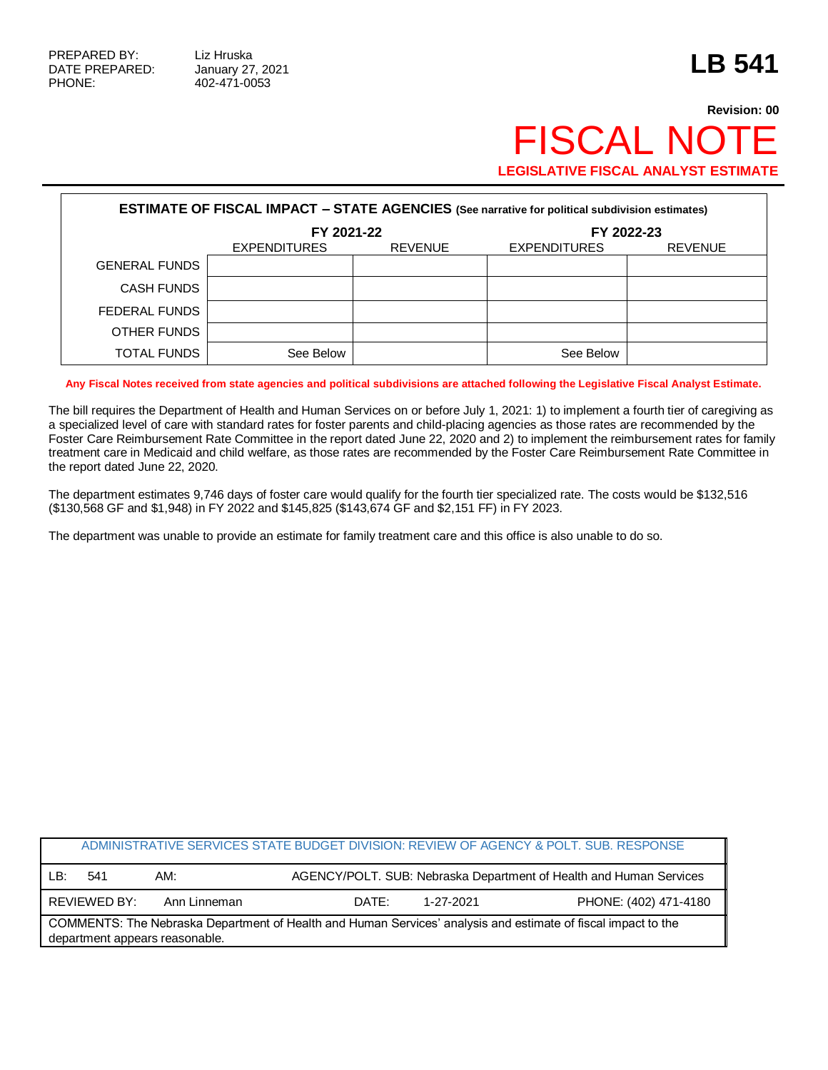PREPARED BY: Liz Hruska
DATE PREPARED: January 27, 2021
PHONE: 402-471-0053

# LB 541

**Revision: 00**

# FISCAL NOTE

**LEGISLATIVE FISCAL ANALYST ESTIMATE**

| **ESTIMATE OF FISCAL IMPACT – STATE AGENCIES** (See narrative for political subdivision estimates) | | | | |
|---|---|---|---|---|
| | **FY 2021-22** | | **FY 2022-23** | |
| | EXPENDITURES | REVENUE | EXPENDITURES | REVENUE |
| GENERAL FUNDS | | | | |
| CASH FUNDS | | | | |
| FEDERAL FUNDS | | | | |
| OTHER FUNDS | | | | |
| TOTAL FUNDS | See Below | | See Below | |

**Any Fiscal Notes received from state agencies and political subdivisions are attached following the Legislative Fiscal Analyst Estimate.**

The bill requires the Department of Health and Human Services on or before July 1, 2021: 1) to implement a fourth tier of caregiving as a specialized level of care with standard rates for foster parents and child-placing agencies as those rates are recommended by the Foster Care Reimbursement Rate Committee in the report dated June 22, 2020 and 2) to implement the reimbursement rates for family treatment care in Medicaid and child welfare, as those rates are recommended by the Foster Care Reimbursement Rate Committee in the report dated June 22, 2020.

The department estimates 9,746 days of foster care would qualify for the fourth tier specialized rate. The costs would be $132,516 ($130,568 GF and $1,948) in FY 2022 and $145,825 ($143,674 GF and $2,151 FF) in FY 2023.

The department was unable to provide an estimate for family treatment care and this office is also unable to do so.

| ADMINISTRATIVE SERVICES STATE BUDGET DIVISION: REVIEW OF AGENCY & POLT. SUB. RESPONSE | | | |
|---|---|---|---|
| LB: 541 | AM: | AGENCY/POLT. SUB: Nebraska Department of Health and Human Services | |
| REVIEWED BY: Ann Linneman | | DATE: 1-27-2021 | PHONE: (402) 471-4180 |
| COMMENTS: The Nebraska Department of Health and Human Services' analysis and estimate of fiscal impact to the department appears reasonable. | | | |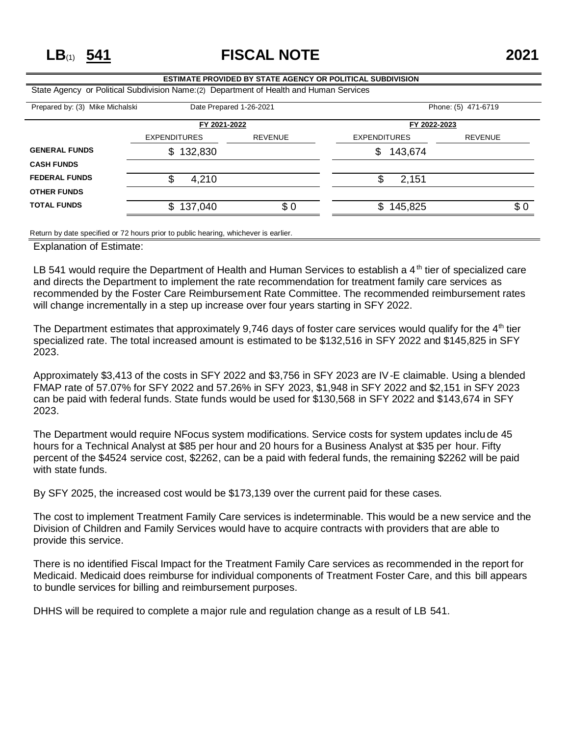# LB(1) 541 FISCAL NOTE 2021

**ESTIMATE PROVIDED BY STATE AGENCY OR POLITICAL SUBDIVISION**

State Agency or Political Subdivision Name:(2) Department of Health and Human Services

Prepared by: (3) Mike Michalski | Date Prepared 1-26-2021 | Phone: (5) 471-6719

| | FY 2021-2022 | | FY 2022-2023 | |
|---|---|---|---|---|
| | EXPENDITURES | REVENUE | EXPENDITURES | REVENUE |
| **GENERAL FUNDS** | $ 132,830 | | $ 143,674 | |
| **CASH FUNDS** | | | | |
| **FEDERAL FUNDS** | $ 4,210 | | $ 2,151 | |
| **OTHER FUNDS** | | | | |
| **TOTAL FUNDS** | $ 137,040 | $ 0 | $ 145,825 | $ 0 |

Return by date specified or 72 hours prior to public hearing, whichever is earlier.

Explanation of Estimate:

LB 541 would require the Department of Health and Human Services to establish a 4th tier of specialized care and directs the Department to implement the rate recommendation for treatment family care services as recommended by the Foster Care Reimbursement Rate Committee. The recommended reimbursement rates will change incrementally in a step up increase over four years starting in SFY 2022.

The Department estimates that approximately 9,746 days of foster care services would qualify for the 4th tier specialized rate. The total increased amount is estimated to be $132,516 in SFY 2022 and $145,825 in SFY 2023.

Approximately $3,413 of the costs in SFY 2022 and $3,756 in SFY 2023 are IV-E claimable. Using a blended FMAP rate of 57.07% for SFY 2022 and 57.26% in SFY 2023, $1,948 in SFY 2022 and $2,151 in SFY 2023 can be paid with federal funds. State funds would be used for $130,568 in SFY 2022 and $143,674 in SFY 2023.

The Department would require NFocus system modifications. Service costs for system updates include 45 hours for a Technical Analyst at $85 per hour and 20 hours for a Business Analyst at $35 per hour. Fifty percent of the $4524 service cost, $2262, can be a paid with federal funds, the remaining $2262 will be paid with state funds.

By SFY 2025, the increased cost would be $173,139 over the current paid for these cases.

The cost to implement Treatment Family Care services is indeterminable. This would be a new service and the Division of Children and Family Services would have to acquire contracts with providers that are able to provide this service.

There is no identified Fiscal Impact for the Treatment Family Care services as recommended in the report for Medicaid. Medicaid does reimburse for individual components of Treatment Foster Care, and this bill appears to bundle services for billing and reimbursement purposes.

DHHS will be required to complete a major rule and regulation change as a result of LB 541.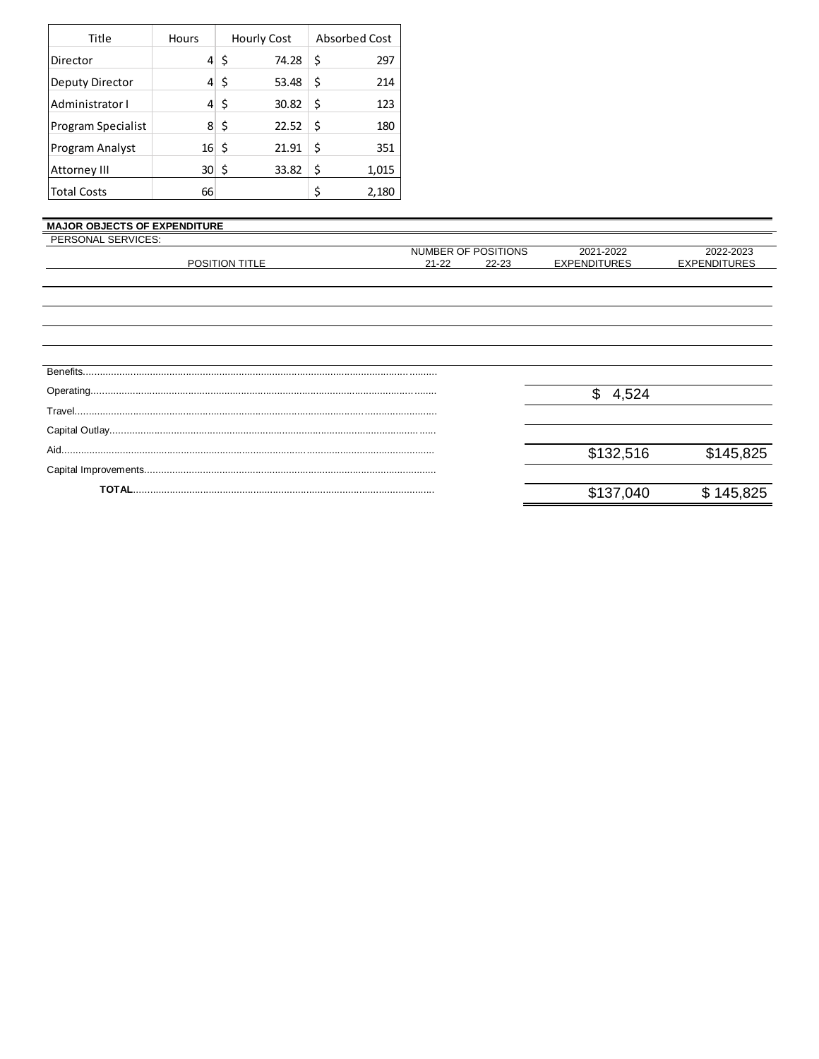| Title | Hours | Hourly Cost | Absorbed Cost |
|---|---|---|---|
| Director | 4 | $ 74.28 | $ 297 |
| Deputy Director | 4 | $ 53.48 | $ 214 |
| Administrator I | 4 | $ 30.82 | $ 123 |
| Program Specialist | 8 | $ 22.52 | $ 180 |
| Program Analyst | 16 | $ 21.91 | $ 351 |
| Attorney III | 30 | $ 33.82 | $ 1,015 |
| Total Costs | 66 | | $ 2,180 |

**MAJOR OBJECTS OF EXPENDITURE**

PERSONAL SERVICES:

| POSITION TITLE | NUMBER OF POSITIONS 21-22 | NUMBER OF POSITIONS 22-23 | 2021-2022 EXPENDITURES | 2022-2023 EXPENDITURES |
|---|---|---|---|---|
| | | | | |
| Benefits | | | | |
| Operating | | | $ 4,524 | |
| Travel | | | | |
| Capital Outlay | | | | |
| Aid | | | $132,516 | $145,825 |
| Capital Improvements | | | | |
| **TOTAL** | | | $137,040 | $ 145,825 |